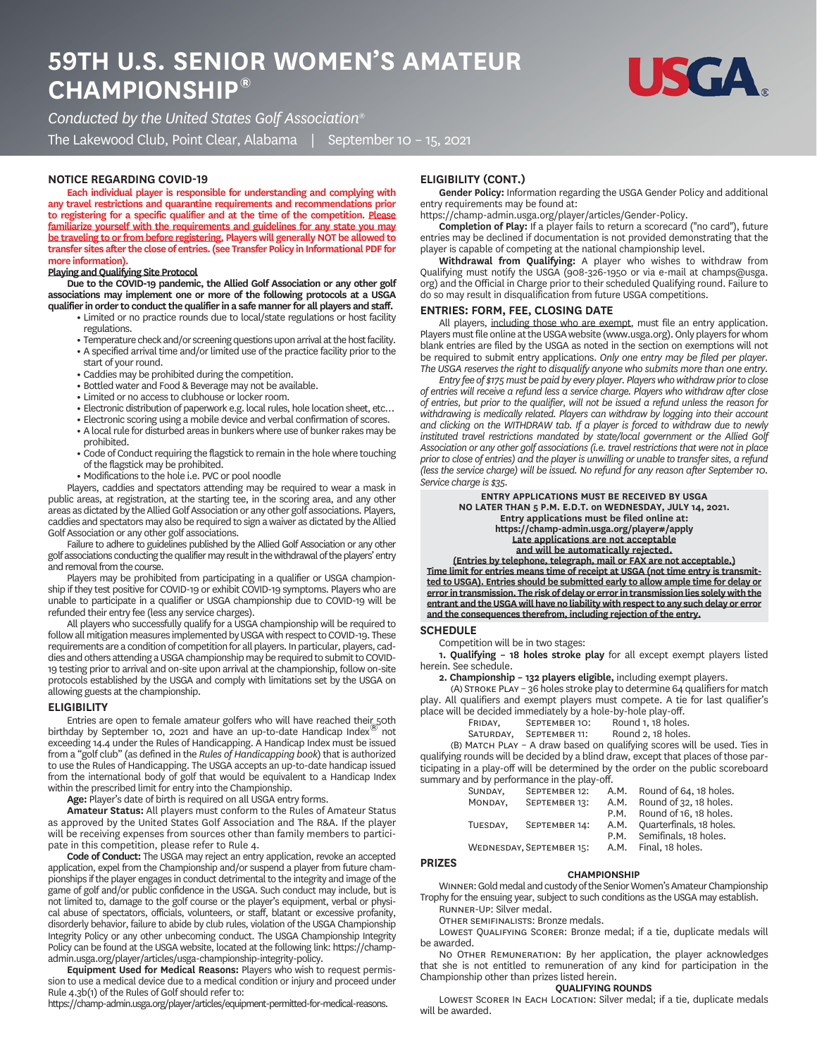# 59TH U.S. SENIOR WOMEN'S AMATEUR CHAMPIONSHIP®

*Conducted by the United States Golf Association®*

The Lakewood Club, Point Clear, Alabama | September 10 – 15, 2021

## NOTICE REGARDING COVID-19

**Each individual player is responsible for understanding and complying with any travel restrictions and quarantine requirements and recommendations prior to registering for a specific qualifier and at the time of the competition. Please familiarize yourself with the requirements and guidelines for any state you may be traveling to or from before registering. Players will generally NOT be allowed to transfer sites after the close of entries. (see Transfer Policy in Informational PDF for more information).**

**Playing and Qualifying Site Protocol**

**Due to the COVID-19 pandemic, the Allied Golf Association or any other golf associations may implement one or more of the following protocols at a USGA qualifier in order to conduct the qualifier in a safe manner for all players and staff.**

- Limited or no practice rounds due to local/state regulations or host facility regulations.
- Temperature check and/or screening questions upon arrival at the host facility.
- A specified arrival time and/or limited use of the practice facility prior to the start of your round.
- Caddies may be prohibited during the competition.
- Bottled water and Food & Beverage may not be available.
- Limited or no access to clubhouse or locker room.
- Electronic distribution of paperwork e.g. local rules, hole location sheet, etc…
- Electronic scoring using a mobile device and verbal confirmation of scores.
- A local rule for disturbed areas in bunkers where use of bunker rakes may be prohibited.
- Code of Conduct requiring the flagstick to remain in the hole where touching of the flagstick may be prohibited.
- Modifications to the hole i.e. PVC or pool noodle

Players, caddies and spectators attending may be required to wear a mask in public areas, at registration, at the starting tee, in the scoring area, and any other areas as dictated by the Allied Golf Association or any other golf associations. Players, caddies and spectators may also be required to sign a waiver as dictated by the Allied Golf Association or any other golf associations.

Failure to adhere to guidelines published by the Allied Golf Association or any other golf associations conducting the qualifier may result in the withdrawal of the players' entry and removal from the course.

Players may be prohibited from participating in a qualifier or USGA championship if they test positive for COVID-19 or exhibit COVID-19 symptoms. Players who are unable to participate in a qualifier or USGA championship due to COVID-19 will be refunded their entry fee (less any service charges).

All players who successfully qualify for a USGA championship will be required to follow all mitigation measures implemented by USGA with respect to COVID-19. These requirements are a condition of competition for all players. In particular, players, caddies and others attending a USGA championship may be required to submit to COVID-19 testing prior to arrival and on-site upon arrival at the championship, follow on-site protocols established by the USGA and comply with limitations set by the USGA on allowing guests at the championship.

## ELIGIBILITY

Entries are open to female amateur golfers who will have reached their 50th birthday by September 10, 2021 and have an up-to-date Handicap Index® not exceeding 14.4 under the Rules of Handicapping. A Handicap Index must be issued from a "golf club" (as defined in the *Rules of Handicapping book*) that is authorized to use the Rules of Handicapping. The USGA accepts an up-to-date handicap issued from the international body of golf that would be equivalent to a Handicap Index within the prescribed limit for entry into the Championship.

**Age:** Player's date of birth is required on all USGA entry forms.

**Amateur Status:** All players must conform to the Rules of Amateur Status as approved by the United States Golf Association and The R&A. If the player will be receiving expenses from sources other than family members to participate in this competition, please refer to Rule 4.

**Code of Conduct:** The USGA may reject an entry application, revoke an accepted application, expel from the Championship and/or suspend a player from future championships if the player engages in conduct detrimental to the integrity and image of the game of golf and/or public confidence in the USGA. Such conduct may include, but is not limited to, damage to the golf course or the player's equipment, verbal or physical abuse of spectators, officials, volunteers, or staff, blatant or excessive profanity, disorderly behavior, failure to abide by club rules, violation of the USGA Championship Integrity Policy or any other unbecoming conduct. The USGA Championship Integrity Policy can be found at the USGA website, located at the following link: https://champ-admin.usga.org/player/articles/usga-championship-integrity-policy.

**Equipment Used for Medical Reasons:** Players who wish to request permission to use a medical device due to a medical condition or injury and proceed under Rule 4.3b(1) of the Rules of Golf should refer to:
https://champ-admin.usga.org/player/articles/equipment-permitted-for-medical-reasons.

## ELIGIBILITY (CONT.)

**Gender Policy:** Information regarding the USGA Gender Policy and additional entry requirements may be found at:
https://champ-admin.usga.org/player/articles/Gender-Policy.

**Completion of Play:** If a player fails to return a scorecard ("no card"), future entries may be declined if documentation is not provided demonstrating that the player is capable of competing at the national championship level.

**Withdrawal from Qualifying:** A player who wishes to withdraw from Qualifying must notify the USGA (908-326-1950 or via e-mail at champs@usga.org) and the Official in Charge prior to their scheduled Qualifying round. Failure to do so may result in disqualification from future USGA competitions.

## ENTRIES: FORM, FEE, CLOSING DATE

All players, including those who are exempt, must file an entry application. Players must file online at the USGA website (www.usga.org). Only players for whom blank entries are filed by the USGA as noted in the section on exemptions will not be required to submit entry applications. *Only one entry may be filed per player. The USGA reserves the right to disqualify anyone who submits more than one entry.*

*Entry fee of $175 must be paid by every player. Players who withdraw prior to close of entries will receive a refund less a service charge. Players who withdraw after close of entries, but prior to the qualifier, will not be issued a refund unless the reason for withdrawing is medically related. Players can withdraw by logging into their account and clicking on the WITHDRAW tab. If a player is forced to withdraw due to newly instituted travel restrictions mandated by state/local government or the Allied Golf Association or any other golf associations (i.e. travel restrictions that were not in place prior to close of entries) and the player is unwilling or unable to transfer sites, a refund (less the service charge) will be issued. No refund for any reason after September 10. Service charge is $35.*

**ENTRY APPLICATIONS MUST BE RECEIVED BY USGA NO LATER THAN 5 P.M. E.D.T. on WEDNESDAY, JULY 14, 2021.**
**Entry applications must be filed online at:**
**https://champ-admin.usga.org/player#/apply**
**Late applications are not acceptable and will be automatically rejected.**
**(Entries by telephone, telegraph, mail or FAX are not acceptable.)**
**Time limit for entries means time of receipt at USGA (not time entry is transmitted to USGA). Entries should be submitted early to allow ample time for delay or error in transmission. The risk of delay or error in transmission lies solely with the entrant and the USGA will have no liability with respect to any such delay or error and the consequences therefrom, including rejection of the entry.**

## SCHEDULE

Competition will be in two stages:

**1. Qualifying – 18 holes stroke play** for all except exempt players listed herein. See schedule.

**2. Championship – 132 players eligible,** including exempt players.

(A) Stroke Play – 36 holes stroke play to determine 64 qualifiers for match play. All qualifiers and exempt players must compete. A tie for last qualifier's place will be decided immediately by a hole-by-hole play-off.

| | | |
|---|---|---|
| Friday, | September 10: | Round 1, 18 holes. |
| Saturday, | September 11: | Round 2, 18 holes. |

(B) Match Play – A draw based on qualifying scores will be used. Ties in qualifying rounds will be decided by a blind draw, except that places of those participating in a play-off will be determined by the order on the public scoreboard summary and by performance in the play-off.

| | | | |
|---|---|---|---|
| Sunday, | September 12: | A.M. | Round of 64, 18 holes. |
| Monday, | September 13: | A.M. | Round of 32, 18 holes. |
| | | P.M. | Round of 16, 18 holes. |
| Tuesday, | September 14: | A.M. | Quarterfinals, 18 holes. |
| | | P.M. | Semifinals, 18 holes. |
| Wednesday, | September 15: | A.M. | Final, 18 holes. |

## PRIZES

**CHAMPIONSHIP**

Winner: Gold medal and custody of the Senior Women's Amateur Championship Trophy for the ensuing year, subject to such conditions as the USGA may establish.

Runner-Up: Silver medal.

Other Semifinalists: Bronze medals.

Lowest Qualifying Scorer: Bronze medal; if a tie, duplicate medals will be awarded.

No Other Remuneration: By her application, the player acknowledges that she is not entitled to remuneration of any kind for participation in the Championship other than prizes listed herein.

**QUALIFYING ROUNDS**

Lowest Scorer In Each Location: Silver medal; if a tie, duplicate medals will be awarded.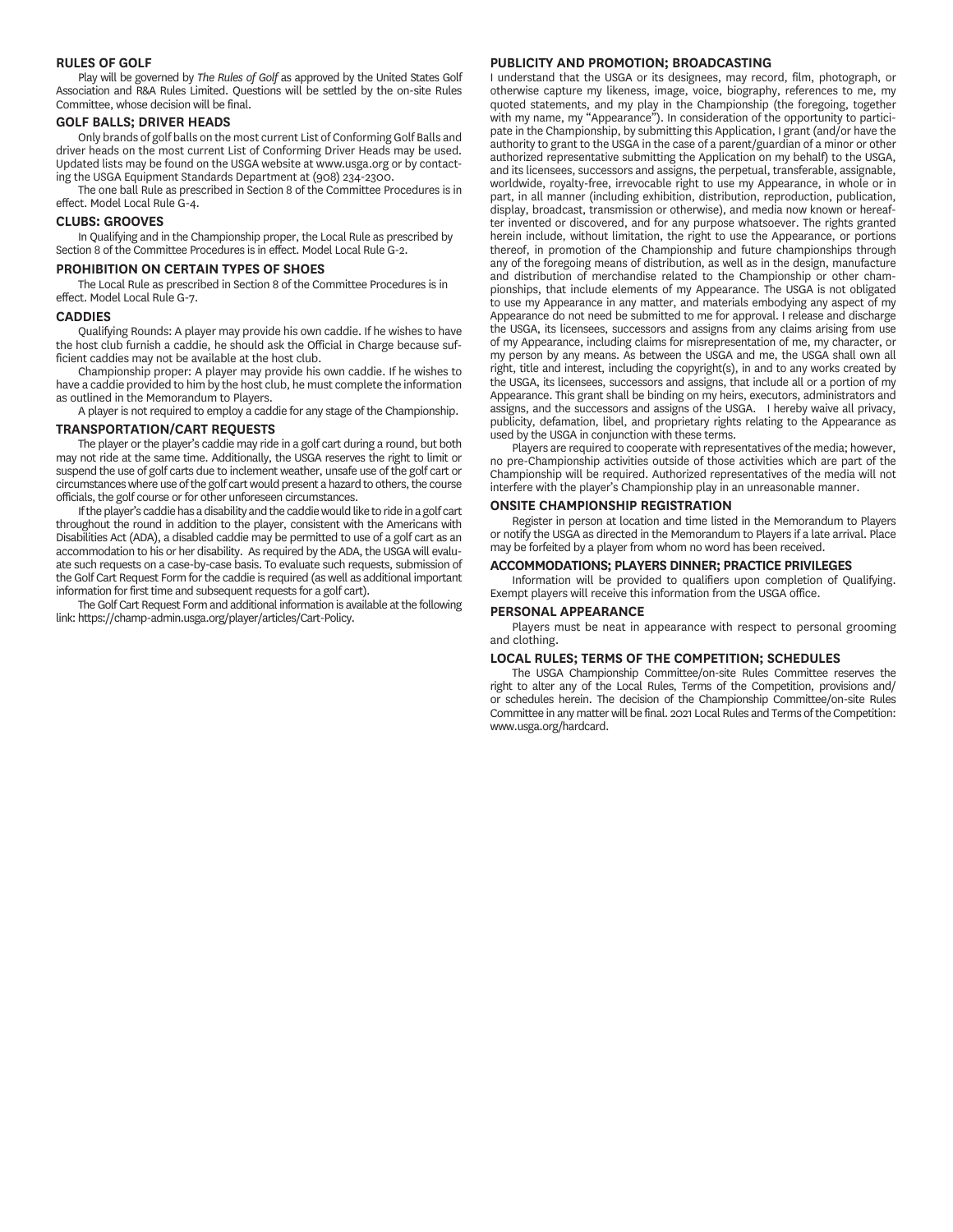## RULES OF GOLF

Play will be governed by *The Rules of Golf* as approved by the United States Golf Association and R&A Rules Limited. Questions will be settled by the on-site Rules Committee, whose decision will be final.

## GOLF BALLS; DRIVER HEADS

Only brands of golf balls on the most current List of Conforming Golf Balls and driver heads on the most current List of Conforming Driver Heads may be used. Updated lists may be found on the USGA website at www.usga.org or by contacting the USGA Equipment Standards Department at (908) 234-2300.

The one ball Rule as prescribed in Section 8 of the Committee Procedures is in effect. Model Local Rule G-4.

## CLUBS: GROOVES

In Qualifying and in the Championship proper, the Local Rule as prescribed by Section 8 of the Committee Procedures is in effect. Model Local Rule G-2.

## PROHIBITION ON CERTAIN TYPES OF SHOES

The Local Rule as prescribed in Section 8 of the Committee Procedures is in effect. Model Local Rule G-7.

## CADDIES

Qualifying Rounds: A player may provide his own caddie. If he wishes to have the host club furnish a caddie, he should ask the Official in Charge because sufficient caddies may not be available at the host club.

Championship proper: A player may provide his own caddie. If he wishes to have a caddie provided to him by the host club, he must complete the information as outlined in the Memorandum to Players.

A player is not required to employ a caddie for any stage of the Championship.

## TRANSPORTATION/CART REQUESTS

The player or the player's caddie may ride in a golf cart during a round, but both may not ride at the same time. Additionally, the USGA reserves the right to limit or suspend the use of golf carts due to inclement weather, unsafe use of the golf cart or circumstances where use of the golf cart would present a hazard to others, the course officials, the golf course or for other unforeseen circumstances.

If the player's caddie has a disability and the caddie would like to ride in a golf cart throughout the round in addition to the player, consistent with the Americans with Disabilities Act (ADA), a disabled caddie may be permitted to use of a golf cart as an accommodation to his or her disability. As required by the ADA, the USGA will evaluate such requests on a case-by-case basis. To evaluate such requests, submission of the Golf Cart Request Form for the caddie is required (as well as additional important information for first time and subsequent requests for a golf cart).

The Golf Cart Request Form and additional information is available at the following link: https://champ-admin.usga.org/player/articles/Cart-Policy.

## PUBLICITY AND PROMOTION; BROADCASTING

I understand that the USGA or its designees, may record, film, photograph, or otherwise capture my likeness, image, voice, biography, references to me, my quoted statements, and my play in the Championship (the foregoing, together with my name, my "Appearance"). In consideration of the opportunity to participate in the Championship, by submitting this Application, I grant (and/or have the authority to grant to the USGA in the case of a parent/guardian of a minor or other authorized representative submitting the Application on my behalf) to the USGA, and its licensees, successors and assigns, the perpetual, transferable, assignable, worldwide, royalty-free, irrevocable right to use my Appearance, in whole or in part, in all manner (including exhibition, distribution, reproduction, publication, display, broadcast, transmission or otherwise), and media now known or hereafter invented or discovered, and for any purpose whatsoever. The rights granted herein include, without limitation, the right to use the Appearance, or portions thereof, in promotion of the Championship and future championships through any of the foregoing means of distribution, as well as in the design, manufacture and distribution of merchandise related to the Championship or other championships, that include elements of my Appearance. The USGA is not obligated to use my Appearance in any matter, and materials embodying any aspect of my Appearance do not need be submitted to me for approval. I release and discharge the USGA, its licensees, successors and assigns from any claims arising from use of my Appearance, including claims for misrepresentation of me, my character, or my person by any means. As between the USGA and me, the USGA shall own all right, title and interest, including the copyright(s), in and to any works created by the USGA, its licensees, successors and assigns, that include all or a portion of my Appearance. This grant shall be binding on my heirs, executors, administrators and assigns, and the successors and assigns of the USGA. I hereby waive all privacy, publicity, defamation, libel, and proprietary rights relating to the Appearance as used by the USGA in conjunction with these terms.

Players are required to cooperate with representatives of the media; however, no pre-Championship activities outside of those activities which are part of the Championship will be required. Authorized representatives of the media will not interfere with the player's Championship play in an unreasonable manner.

## ONSITE CHAMPIONSHIP REGISTRATION

Register in person at location and time listed in the Memorandum to Players or notify the USGA as directed in the Memorandum to Players if a late arrival. Place may be forfeited by a player from whom no word has been received.

## ACCOMMODATIONS; PLAYERS DINNER; PRACTICE PRIVILEGES

Information will be provided to qualifiers upon completion of Qualifying. Exempt players will receive this information from the USGA office.

## PERSONAL APPEARANCE

Players must be neat in appearance with respect to personal grooming and clothing.

## LOCAL RULES; TERMS OF THE COMPETITION; SCHEDULES

The USGA Championship Committee/on-site Rules Committee reserves the right to alter any of the Local Rules, Terms of the Competition, provisions and/or schedules herein. The decision of the Championship Committee/on-site Rules Committee in any matter will be final. 2021 Local Rules and Terms of the Competition: www.usga.org/hardcard.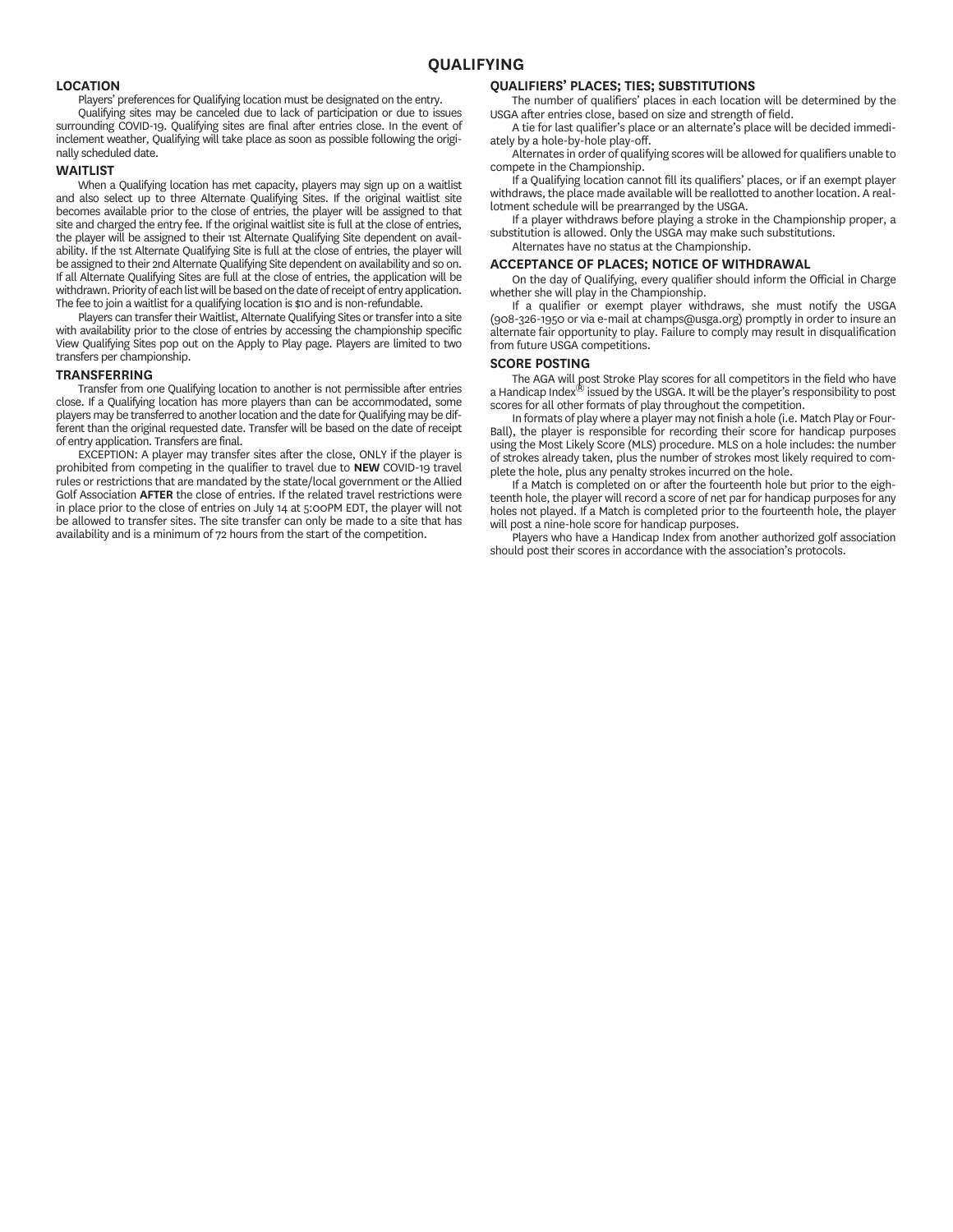# QUALIFYING

## LOCATION

Players' preferences for Qualifying location must be designated on the entry.

Qualifying sites may be canceled due to lack of participation or due to issues surrounding COVID-19. Qualifying sites are final after entries close. In the event of inclement weather, Qualifying will take place as soon as possible following the originally scheduled date.

## WAITLIST

When a Qualifying location has met capacity, players may sign up on a waitlist and also select up to three Alternate Qualifying Sites. If the original waitlist site becomes available prior to the close of entries, the player will be assigned to that site and charged the entry fee. If the original waitlist site is full at the close of entries, the player will be assigned to their 1st Alternate Qualifying Site dependent on availability. If the 1st Alternate Qualifying Site is full at the close of entries, the player will be assigned to their 2nd Alternate Qualifying Site dependent on availability and so on. If all Alternate Qualifying Sites are full at the close of entries, the application will be withdrawn. Priority of each list will be based on the date of receipt of entry application. The fee to join a waitlist for a qualifying location is $10 and is non-refundable.

Players can transfer their Waitlist, Alternate Qualifying Sites or transfer into a site with availability prior to the close of entries by accessing the championship specific View Qualifying Sites pop out on the Apply to Play page. Players are limited to two transfers per championship.

## TRANSFERRING

Transfer from one Qualifying location to another is not permissible after entries close. If a Qualifying location has more players than can be accommodated, some players may be transferred to another location and the date for Qualifying may be different than the original requested date. Transfer will be based on the date of receipt of entry application. Transfers are final.

EXCEPTION: A player may transfer sites after the close, ONLY if the player is prohibited from competing in the qualifier to travel due to **NEW** COVID-19 travel rules or restrictions that are mandated by the state/local government or the Allied Golf Association **AFTER** the close of entries. If the related travel restrictions were in place prior to the close of entries on July 14 at 5:00PM EDT, the player will not be allowed to transfer sites. The site transfer can only be made to a site that has availability and is a minimum of 72 hours from the start of the competition.

## QUALIFIERS' PLACES; TIES; SUBSTITUTIONS

The number of qualifiers' places in each location will be determined by the USGA after entries close, based on size and strength of field.

A tie for last qualifier's place or an alternate's place will be decided immediately by a hole-by-hole play-off.

Alternates in order of qualifying scores will be allowed for qualifiers unable to compete in the Championship.

If a Qualifying location cannot fill its qualifiers' places, or if an exempt player withdraws, the place made available will be reallotted to another location. A reallotment schedule will be prearranged by the USGA.

If a player withdraws before playing a stroke in the Championship proper, a substitution is allowed. Only the USGA may make such substitutions.

Alternates have no status at the Championship.

## ACCEPTANCE OF PLACES; NOTICE OF WITHDRAWAL

On the day of Qualifying, every qualifier should inform the Official in Charge whether she will play in the Championship.

If a qualifier or exempt player withdraws, she must notify the USGA (908-326-1950 or via e-mail at champs@usga.org) promptly in order to insure an alternate fair opportunity to play. Failure to comply may result in disqualification from future USGA competitions.

## SCORE POSTING

The AGA will post Stroke Play scores for all competitors in the field who have a Handicap Index® issued by the USGA. It will be the player's responsibility to post scores for all other formats of play throughout the competition.

In formats of play where a player may not finish a hole (i.e. Match Play or Four-Ball), the player is responsible for recording their score for handicap purposes using the Most Likely Score (MLS) procedure. MLS on a hole includes: the number of strokes already taken, plus the number of strokes most likely required to complete the hole, plus any penalty strokes incurred on the hole.

If a Match is completed on or after the fourteenth hole but prior to the eighteenth hole, the player will record a score of net par for handicap purposes for any holes not played. If a Match is completed prior to the fourteenth hole, the player will post a nine-hole score for handicap purposes.

Players who have a Handicap Index from another authorized golf association should post their scores in accordance with the association's protocols.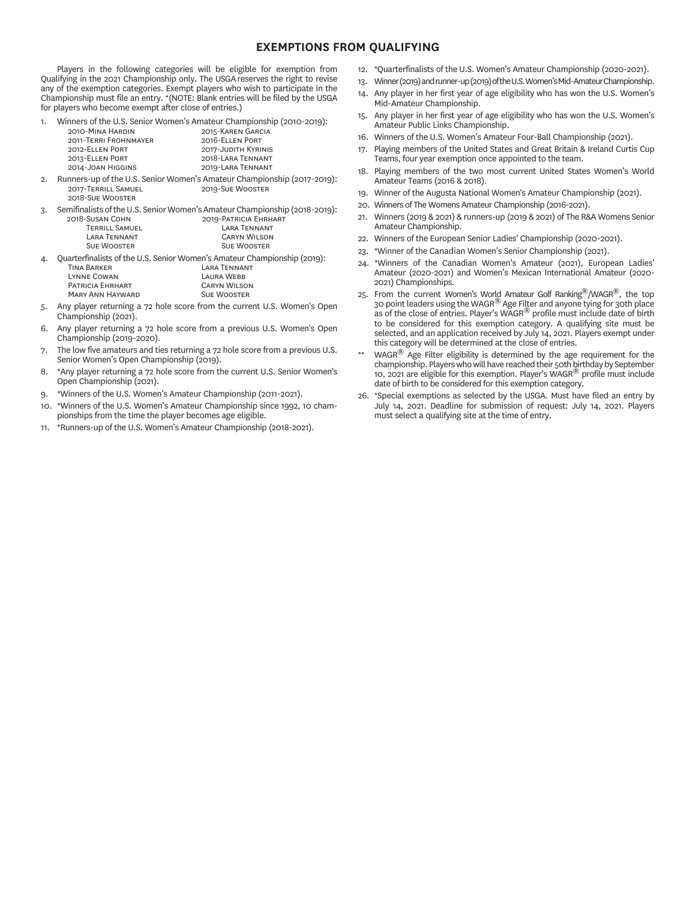## EXEMPTIONS FROM QUALIFYING

Players in the following categories will be eligible for exemption from Qualifying in the 2021 Championship only. The USGA reserves the right to revise any of the exemption categories. Exempt players who wish to participate in the Championship must file an entry. *(NOTE: Blank entries will be filed by the USGA for players who become exempt after close of entries.)

1. Winners of the U.S. Senior Women's Amateur Championship (2010-2019):

| | |
|---|---|
| 2010-Mina Hardin | 2015-Karen Garcia |
| 2011-Terri Frohnmayer | 2016-Ellen Port |
| 2012-Ellen Port | 2017-Judith Kyrinis |
| 2013-Ellen Port | 2018-Lara Tennant |
| 2014-Joan Higgins | 2019-Lara Tennant |

2. Runners-up of the U.S. Senior Women's Amateur Championship (2017-2019):

| | |
|---|---|
| 2017-Terrill Samuel | 2019-Sue Wooster |
| 2018-Sue Wooster | |

3. Semifinalists of the U.S. Senior Women's Amateur Championship (2018-2019):

| | |
|---|---|
| 2018-Susan Cohn | 2019-Patricia Ehrhart |
| Terrill Samuel | Lara Tennant |
| Lara Tennant | Caryn Wilson |
| Sue Wooster | Sue Wooster |

4. Quarterfinalists of the U.S. Senior Women's Amateur Championship (2019):

| | |
|---|---|
| Tina Barker | Lara Tennant |
| Lynne Cowan | Laura Webb |
| Patricia Ehrhart | Caryn Wilson |
| Mary Ann Hayward | Sue Wooster |

5. Any player returning a 72 hole score from the current U.S. Women's Open Championship (2021).
6. Any player returning a 72 hole score from a previous U.S. Women's Open Championship (2019-2020).
7. The low five amateurs and ties returning a 72 hole score from a previous U.S. Senior Women's Open Championship (2019).
8. *Any player returning a 72 hole score from the current U.S. Senior Women's Open Championship (2021).
9. *Winners of the U.S. Women's Amateur Championship (2011-2021).
10. *Winners of the U.S. Women's Amateur Championship since 1992, 10 championships from the time the player becomes age eligible.
11. *Runners-up of the U.S. Women's Amateur Championship (2018-2021).
12. *Quarterfinalists of the U.S. Women's Amateur Championship (2020-2021).
13. Winner (2019) and runner-up (2019) of the U.S. Women's Mid-Amateur Championship.
14. Any player in her first year of age eligibility who has won the U.S. Women's Mid-Amateur Championship.
15. Any player in her first year of age eligibility who has won the U.S. Women's Amateur Public Links Championship.
16. Winners of the U.S. Women's Amateur Four-Ball Championship (2021).
17. Playing members of the United States and Great Britain & Ireland Curtis Cup Teams, four year exemption once appointed to the team.
18. Playing members of the two most current United States Women's World Amateur Teams (2016 & 2018).
19. Winner of the Augusta National Women's Amateur Championship (2021).
20. Winners of The Womens Amateur Championship (2016-2021).
21. Winners (2019 & 2021) & runners-up (2019 & 2021) of The R&A Womens Senior Amateur Championship.
22. Winners of the European Senior Ladies' Championship (2020-2021).
23. *Winner of the Canadian Women's Senior Championship (2021).
24. *Winners of the Canadian Women's Amateur (2021), European Ladies' Amateur (2020-2021) and Women's Mexican International Amateur (2020-2021) Championships.
25. From the current Women's World Amateur Golf Ranking®/WAGR®, the top 30 point leaders using the WAGR® Age Filter and anyone tying for 30th place as of the close of entries. Player's WAGR® profile must include date of birth to be considered for this exemption category. A qualifying site must be selected, and an application received by July 14, 2021. Players exempt under this category will be determined at the close of entries.

** WAGR® Age Filter eligibility is determined by the age requirement for the championship. Players who will have reached their 50th birthday by September 10, 2021 are eligible for this exemption. Player's WAGR® profile must include date of birth to be considered for this exemption category.

26. *Special exemptions as selected by the USGA. Must have filed an entry by July 14, 2021. Deadline for submission of request: July 14, 2021. Players must select a qualifying site at the time of entry.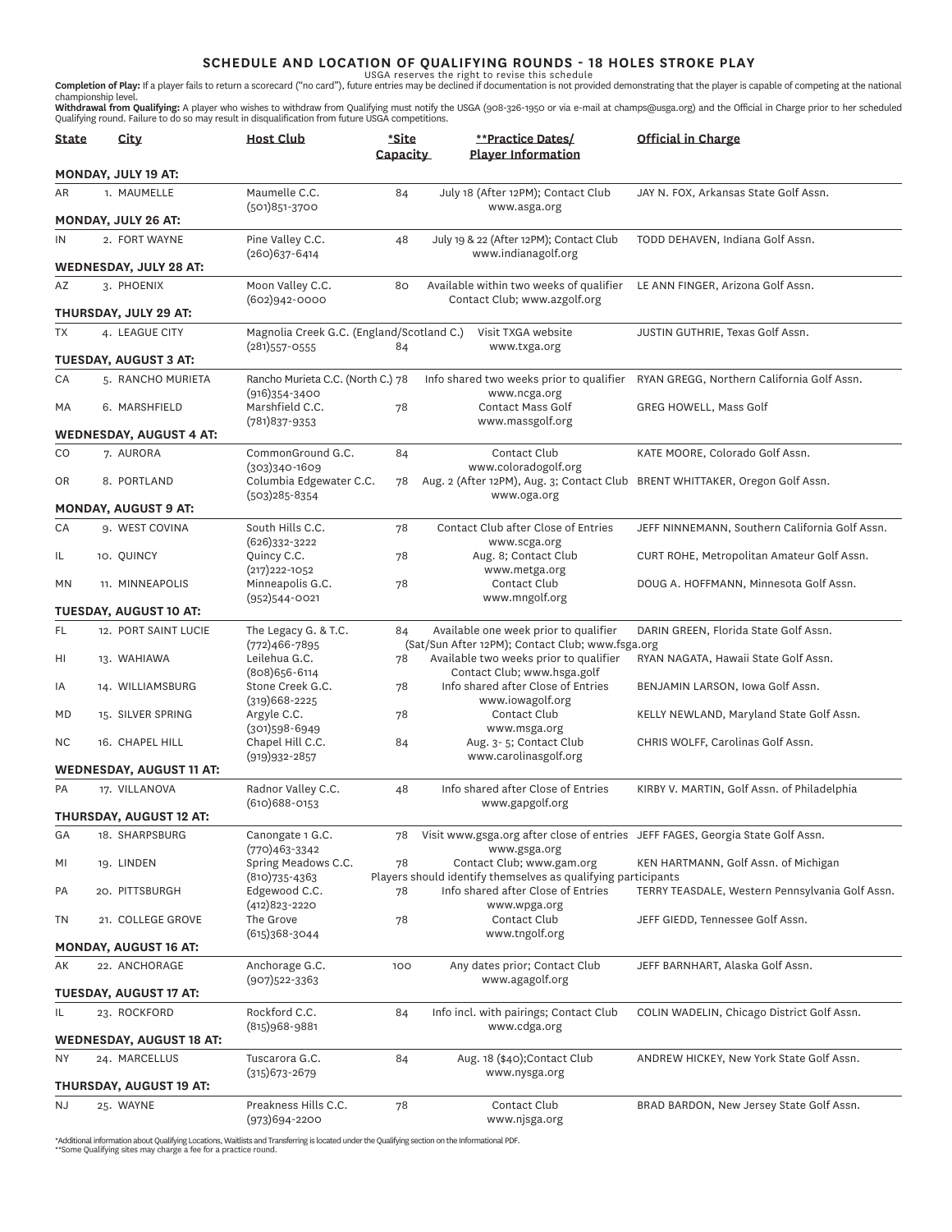## SCHEDULE AND LOCATION OF QUALIFYING ROUNDS - 18 HOLES STROKE PLAY

USGA reserves the right to revise this schedule

**Completion of Play:** If a player fails to return a scorecard ("no card"), future entries may be declined if documentation is not provided demonstrating that the player is capable of competing at the national championship level.

**Withdrawal from Qualifying:** A player who wishes to withdraw from Qualifying must notify the USGA (908-326-1950 or via e-mail at champs@usga.org) and the Official in Charge prior to her scheduled Qualifying round. Failure to do so may result in disqualification from future USGA competitions.

| State | City | Host Club | *Site Capacity | **Practice Dates/ Player Information | Official in Charge |
|---|---|---|---|---|---|
| **MONDAY, JULY 19 AT:** | | | | | |
| AR | 1. MAUMELLE | Maumelle C.C. (501)851-3700 | 84 | July 18 (After 12PM); Contact Club www.asga.org | JAY N. FOX, Arkansas State Golf Assn. |
| **MONDAY, JULY 26 AT:** | | | | | |
| IN | 2. FORT WAYNE | Pine Valley C.C. (260)637-6414 | 48 | July 19 & 22 (After 12PM); Contact Club www.indianagolf.org | TODD DEHAVEN, Indiana Golf Assn. |
| **WEDNESDAY, JULY 28 AT:** | | | | | |
| AZ | 3. PHOENIX | Moon Valley C.C. (602)942-0000 | 80 | Available within two weeks of qualifier Contact Club; www.azgolf.org | LE ANN FINGER, Arizona Golf Assn. |
| **THURSDAY, JULY 29 AT:** | | | | | |
| TX | 4. LEAGUE CITY | Magnolia Creek G.C. (England/Scotland C.) (281)557-0555 | 84 | Visit TXGA website www.txga.org | JUSTIN GUTHRIE, Texas Golf Assn. |
| **TUESDAY, AUGUST 3 AT:** | | | | | |
| CA | 5. RANCHO MURIETA | Rancho Murieta C.C. (North C.) (916)354-3400 | 78 | Info shared two weeks prior to qualifier www.ncga.org | RYAN GREGG, Northern California Golf Assn. |
| MA | 6. MARSHFIELD | Marshfield C.C. (781)837-9353 | 78 | Contact Mass Golf www.massgolf.org | GREG HOWELL, Mass Golf |
| **WEDNESDAY, AUGUST 4 AT:** | | | | | |
| CO | 7. AURORA | CommonGround G.C. (303)340-1609 | 84 | Contact Club www.coloradogolf.org | KATE MOORE, Colorado Golf Assn. |
| OR | 8. PORTLAND | Columbia Edgewater C.C. (503)285-8354 | 78 | Aug. 2 (After 12PM), Aug. 3; Contact Club www.oga.org | BRENT WHITTAKER, Oregon Golf Assn. |
| **MONDAY, AUGUST 9 AT:** | | | | | |
| CA | 9. WEST COVINA | South Hills C.C. (626)332-3222 | 78 | Contact Club after Close of Entries www.scga.org | JEFF NINNEMANN, Southern California Golf Assn. |
| IL | 10. QUINCY | Quincy C.C. (217)222-1052 | 78 | Aug. 8; Contact Club www.metga.org | CURT ROHE, Metropolitan Amateur Golf Assn. |
| MN | 11. MINNEAPOLIS | Minneapolis G.C. (952)544-0021 | 78 | Contact Club www.mngolf.org | DOUG A. HOFFMANN, Minnesota Golf Assn. |
| **TUESDAY, AUGUST 10 AT:** | | | | | |
| FL | 12. PORT SAINT LUCIE | The Legacy G. & T.C. (772)466-7895 | 84 | Available one week prior to qualifier (Sat/Sun After 12PM); Contact Club; www.fsga.org | DARIN GREEN, Florida State Golf Assn. |
| HI | 13. WAHIAWA | Leilehua G.C. (808)656-6114 | 78 | Available two weeks prior to qualifier Contact Club; www.hsga.golf | RYAN NAGATA, Hawaii State Golf Assn. |
| IA | 14. WILLIAMSBURG | Stone Creek G.C. (319)668-2225 | 78 | Info shared after Close of Entries www.iowagolf.org | BENJAMIN LARSON, Iowa Golf Assn. |
| MD | 15. SILVER SPRING | Argyle C.C. (301)598-6949 | 78 | Contact Club www.msga.org | KELLY NEWLAND, Maryland State Golf Assn. |
| NC | 16. CHAPEL HILL | Chapel Hill C.C. (919)932-2857 | 84 | Aug. 3- 5; Contact Club www.carolinasgolf.org | CHRIS WOLFF, Carolinas Golf Assn. |
| **WEDNESDAY, AUGUST 11 AT:** | | | | | |
| PA | 17. VILLANOVA | Radnor Valley C.C. (610)688-0153 | 48 | Info shared after Close of Entries www.gapgolf.org | KIRBY V. MARTIN, Golf Assn. of Philadelphia |
| **THURSDAY, AUGUST 12 AT:** | | | | | |
| GA | 18. SHARPSBURG | Canongate 1 G.C. (770)463-3342 | 78 | Visit www.gsga.org after close of entries www.gsga.org | JEFF FAGES, Georgia State Golf Assn. |
| MI | 19. LINDEN | Spring Meadows C.C. (810)735-4363 | 78 | Contact Club; www.gam.org Players should identify themselves as qualifying participants | KEN HARTMANN, Golf Assn. of Michigan |
| PA | 20. PITTSBURGH | Edgewood C.C. (412)823-2220 | 78 | Info shared after Close of Entries www.wpga.org | TERRY TEASDALE, Western Pennsylvania Golf Assn. |
| TN | 21. COLLEGE GROVE | The Grove (615)368-3044 | 78 | Contact Club www.tngolf.org | JEFF GIEDD, Tennessee Golf Assn. |
| **MONDAY, AUGUST 16 AT:** | | | | | |
| AK | 22. ANCHORAGE | Anchorage G.C. (907)522-3363 | 100 | Any dates prior; Contact Club www.agagolf.org | JEFF BARNHART, Alaska Golf Assn. |
| **TUESDAY, AUGUST 17 AT:** | | | | | |
| IL | 23. ROCKFORD | Rockford C.C. (815)968-9881 | 84 | Info incl. with pairings; Contact Club www.cdga.org | COLIN WADELIN, Chicago District Golf Assn. |
| **WEDNESDAY, AUGUST 18 AT:** | | | | | |
| NY | 24. MARCELLUS | Tuscarora G.C. (315)673-2679 | 84 | Aug. 18 ($40);Contact Club www.nysga.org | ANDREW HICKEY, New York State Golf Assn. |
| **THURSDAY, AUGUST 19 AT:** | | | | | |
| NJ | 25. WAYNE | Preakness Hills C.C. (973)694-2200 | 78 | Contact Club www.njsga.org | BRAD BARDON, New Jersey State Golf Assn. |

*Additional information about Qualifying Locations, Waitlists and Transferring is located under the Qualifying section on the Informational PDF.

**Some Qualifying sites may charge a fee for a practice round.